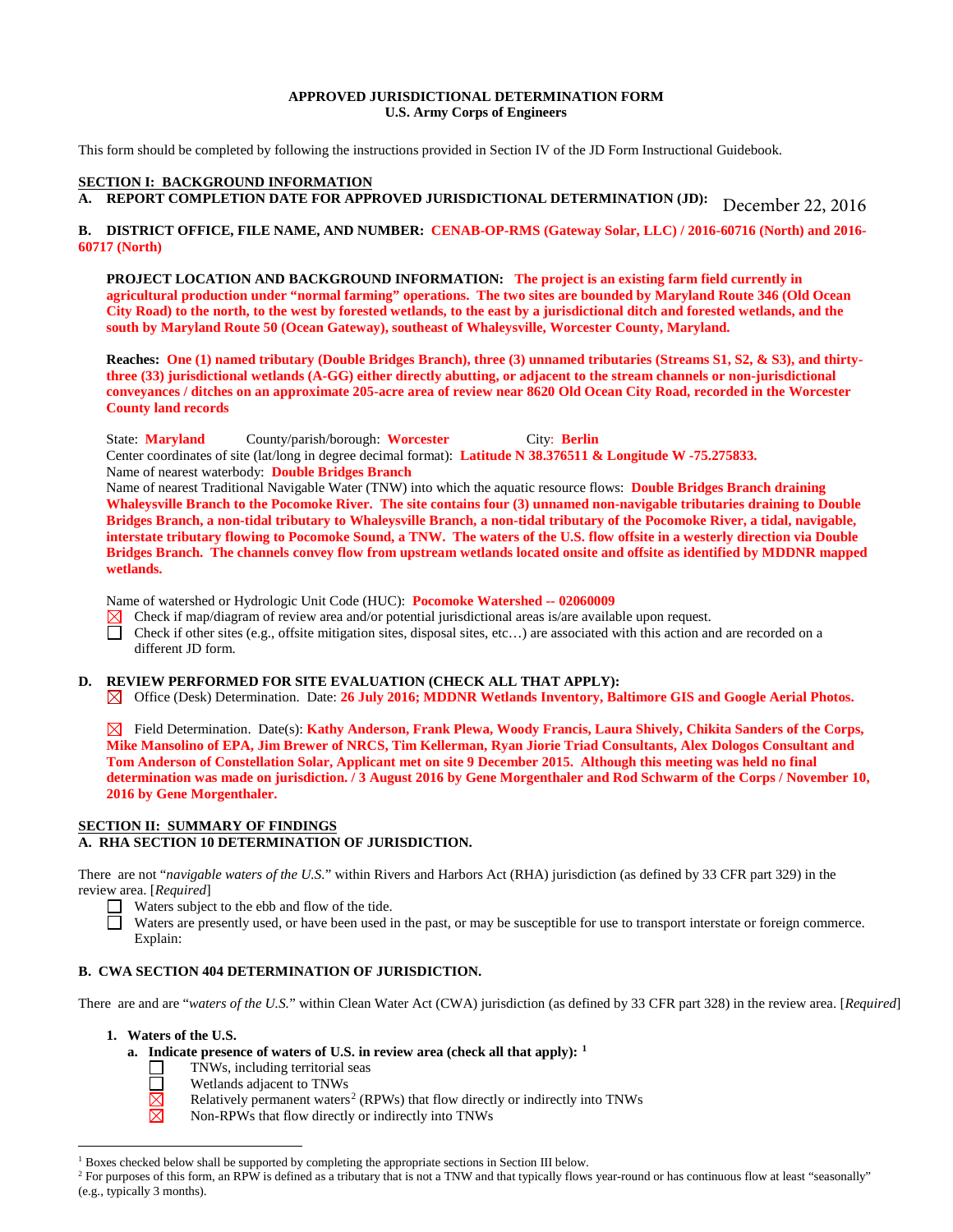**APPROVED JURISDICTIONAL DETERMINATION FORM**
**U.S. Army Corps of Engineers**

This form should be completed by following the instructions provided in Section IV of the JD Form Instructional Guidebook.

## SECTION I: BACKGROUND INFORMATION

**A. REPORT COMPLETION DATE FOR APPROVED JURISDICTIONAL DETERMINATION (JD):** December 22, 2016

**B. DISTRICT OFFICE, FILE NAME, AND NUMBER:** **CENAB-OP-RMS (Gateway Solar, LLC) / 2016-60716 (North) and 2016-60717 (North)**

**PROJECT LOCATION AND BACKGROUND INFORMATION:** **The project is an existing farm field currently in agricultural production under "normal farming" operations. The two sites are bounded by Maryland Route 346 (Old Ocean City Road) to the north, to the west by forested wetlands, to the east by a jurisdictional ditch and forested wetlands, and the south by Maryland Route 50 (Ocean Gateway), southeast of Whaleysville, Worcester County, Maryland.**

**Reaches:** **One (1) named tributary (Double Bridges Branch), three (3) unnamed tributaries (Streams S1, S2, & S3), and thirty-three (33) jurisdictional wetlands (A-GG) either directly abutting, or adjacent to the stream channels or non-jurisdictional conveyances / ditches on an approximate 205-acre area of review near 8620 Old Ocean City Road, recorded in the Worcester County land records**

State: **Maryland** County/parish/borough: **Worcester** City: **Berlin**
Center coordinates of site (lat/long in degree decimal format): **Latitude N 38.376511 & Longitude W -75.275833.**
Name of nearest waterbody: **Double Bridges Branch**
Name of nearest Traditional Navigable Water (TNW) into which the aquatic resource flows: **Double Bridges Branch draining Whaleysville Branch to the Pocomoke River. The site contains four (3) unnamed non-navigable tributaries draining to Double Bridges Branch, a non-tidal tributary to Whaleysville Branch, a non-tidal tributary of the Pocomoke River, a tidal, navigable, interstate tributary flowing to Pocomoke Sound, a TNW. The waters of the U.S. flow offsite in a westerly direction via Double Bridges Branch. The channels convey flow from upstream wetlands located onsite and offsite as identified by MDDNR mapped wetlands.**

Name of watershed or Hydrologic Unit Code (HUC): **Pocomoke Watershed -- 02060009**

- ☒ Check if map/diagram of review area and/or potential jurisdictional areas is/are available upon request.
- ☐ Check if other sites (e.g., offsite mitigation sites, disposal sites, etc…) are associated with this action and are recorded on a different JD form.

**D. REVIEW PERFORMED FOR SITE EVALUATION (CHECK ALL THAT APPLY):**

- ☒ Office (Desk) Determination. Date: **26 July 2016; MDDNR Wetlands Inventory, Baltimore GIS and Google Aerial Photos.**
- ☒ Field Determination. Date(s): **Kathy Anderson, Frank Plewa, Woody Francis, Laura Shively, Chikita Sanders of the Corps, Mike Mansolino of EPA, Jim Brewer of NRCS, Tim Kellerman, Ryan Jiorie Triad Consultants, Alex Dologos Consultant and Tom Anderson of Constellation Solar, Applicant met on site 9 December 2015. Although this meeting was held no final determination was made on jurisdiction. / 3 August 2016 by Gene Morgenthaler and Rod Schwarm of the Corps / November 10, 2016 by Gene Morgenthaler.**

## SECTION II: SUMMARY OF FINDINGS

**A. RHA SECTION 10 DETERMINATION OF JURISDICTION.**

There are not "*navigable waters of the U.S.*" within Rivers and Harbors Act (RHA) jurisdiction (as defined by 33 CFR part 329) in the review area. [*Required*]

- ☐ Waters subject to the ebb and flow of the tide.
- ☐ Waters are presently used, or have been used in the past, or may be susceptible for use to transport interstate or foreign commerce. Explain:

**B. CWA SECTION 404 DETERMINATION OF JURISDICTION.**

There are and are "*waters of the U.S.*" within Clean Water Act (CWA) jurisdiction (as defined by 33 CFR part 328) in the review area. [*Required*]

**1. Waters of the U.S.**

**a. Indicate presence of waters of U.S. in review area (check all that apply):** [1]

- ☐ TNWs, including territorial seas
- ☐ Wetlands adjacent to TNWs
- ☒ Relatively permanent waters[2] (RPWs) that flow directly or indirectly into TNWs
- ☒ Non-RPWs that flow directly or indirectly into TNWs

---

[1] Boxes checked below shall be supported by completing the appropriate sections in Section III below.

[2] For purposes of this form, an RPW is defined as a tributary that is not a TNW and that typically flows year-round or has continuous flow at least "seasonally" (e.g., typically 3 months).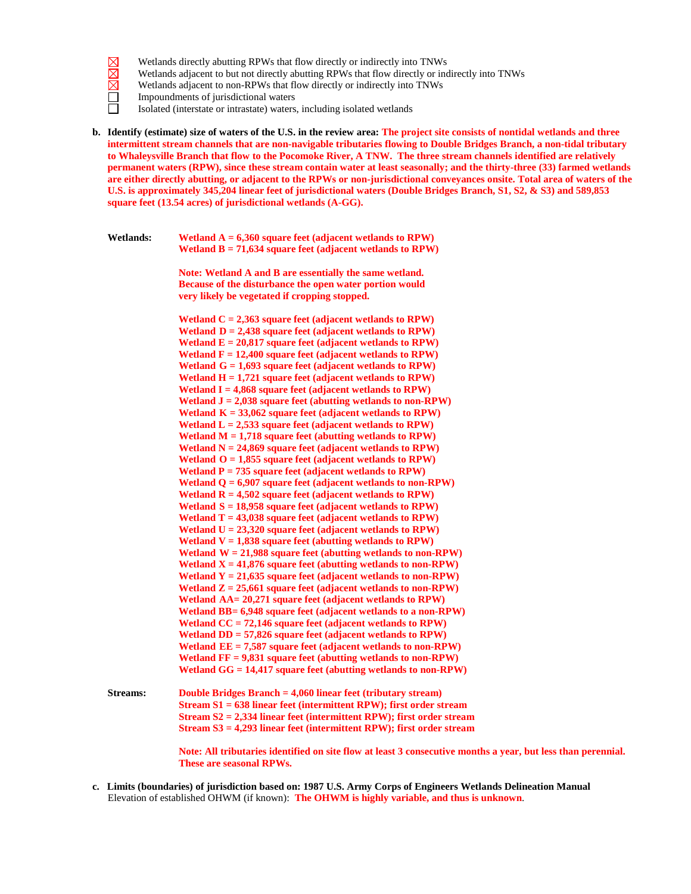- ☒ Wetlands directly abutting RPWs that flow directly or indirectly into TNWs
- ☒ Wetlands adjacent to but not directly abutting RPWs that flow directly or indirectly into TNWs
- ☒ Wetlands adjacent to non-RPWs that flow directly or indirectly into TNWs
- ☐ Impoundments of jurisdictional waters
- ☐ Isolated (interstate or intrastate) waters, including isolated wetlands

**b. Identify (estimate) size of waters of the U.S. in the review area:** **The project site consists of nontidal wetlands and three intermittent stream channels that are non-navigable tributaries flowing to Double Bridges Branch, a non-tidal tributary to Whaleysville Branch that flow to the Pocomoke River, A TNW. The three stream channels identified are relatively permanent waters (RPW), since these stream contain water at least seasonally; and the thirty-three (33) farmed wetlands are either directly abutting, or adjacent to the RPWs or non-jurisdictional conveyances onsite. Total area of waters of the U.S. is approximately 345,204 linear feet of jurisdictional waters (Double Bridges Branch, S1, S2, & S3) and 589,853 square feet (13.54 acres) of jurisdictional wetlands (A-GG).**

**Wetlands:**

**Wetland A = 6,360 square feet (adjacent wetlands to RPW)**
**Wetland B = 71,634 square feet (adjacent wetlands to RPW)**

**Note: Wetland A and B are essentially the same wetland. Because of the disturbance the open water portion would very likely be vegetated if cropping stopped.**

**Wetland C = 2,363 square feet (adjacent wetlands to RPW)**
**Wetland D = 2,438 square feet (adjacent wetlands to RPW)**
**Wetland E = 20,817 square feet (adjacent wetlands to RPW)**
**Wetland F = 12,400 square feet (adjacent wetlands to RPW)**
**Wetland G = 1,693 square feet (adjacent wetlands to RPW)**
**Wetland H = 1,721 square feet (adjacent wetlands to RPW)**
**Wetland I = 4,868 square feet (adjacent wetlands to RPW)**
**Wetland J = 2,038 square feet (abutting wetlands to non-RPW)**
**Wetland K = 33,062 square feet (adjacent wetlands to RPW)**
**Wetland L = 2,533 square feet (adjacent wetlands to RPW)**
**Wetland M = 1,718 square feet (abutting wetlands to RPW)**
**Wetland N = 24,869 square feet (adjacent wetlands to RPW)**
**Wetland O = 1,855 square feet (adjacent wetlands to RPW)**
**Wetland P = 735 square feet (adjacent wetlands to RPW)**
**Wetland Q = 6,907 square feet (adjacent wetlands to non-RPW)**
**Wetland R = 4,502 square feet (adjacent wetlands to RPW)**
**Wetland S = 18,958 square feet (adjacent wetlands to RPW)**
**Wetland T = 43,038 square feet (adjacent wetlands to RPW)**
**Wetland U = 23,320 square feet (adjacent wetlands to RPW)**
**Wetland V = 1,838 square feet (abutting wetlands to RPW)**
**Wetland W = 21,988 square feet (abutting wetlands to non-RPW)**
**Wetland X = 41,876 square feet (abutting wetlands to non-RPW)**
**Wetland Y = 21,635 square feet (adjacent wetlands to non-RPW)**
**Wetland Z = 25,661 square feet (adjacent wetlands to non-RPW)**
**Wetland AA= 20,271 square feet (adjacent wetlands to RPW)**
**Wetland BB= 6,948 square feet (adjacent wetlands to a non-RPW)**
**Wetland CC = 72,146 square feet (adjacent wetlands to RPW)**
**Wetland DD = 57,826 square feet (adjacent wetlands to RPW)**
**Wetland EE = 7,587 square feet (adjacent wetlands to non-RPW)**
**Wetland FF = 9,831 square feet (abutting wetlands to non-RPW)**
**Wetland GG = 14,417 square feet (abutting wetlands to non-RPW)**

**Streams:**

**Double Bridges Branch = 4,060 linear feet (tributary stream)**
**Stream S1 = 638 linear feet (intermittent RPW); first order stream**
**Stream S2 = 2,334 linear feet (intermittent RPW); first order stream**
**Stream S3 = 4,293 linear feet (intermittent RPW); first order stream**

**Note: All tributaries identified on site flow at least 3 consecutive months a year, but less than perennial. These are seasonal RPWs.**

**c. Limits (boundaries) of jurisdiction based on: 1987 U.S. Army Corps of Engineers Wetlands Delineation Manual**
Elevation of established OHWM (if known): **The OHWM is highly variable, and thus is unknown**.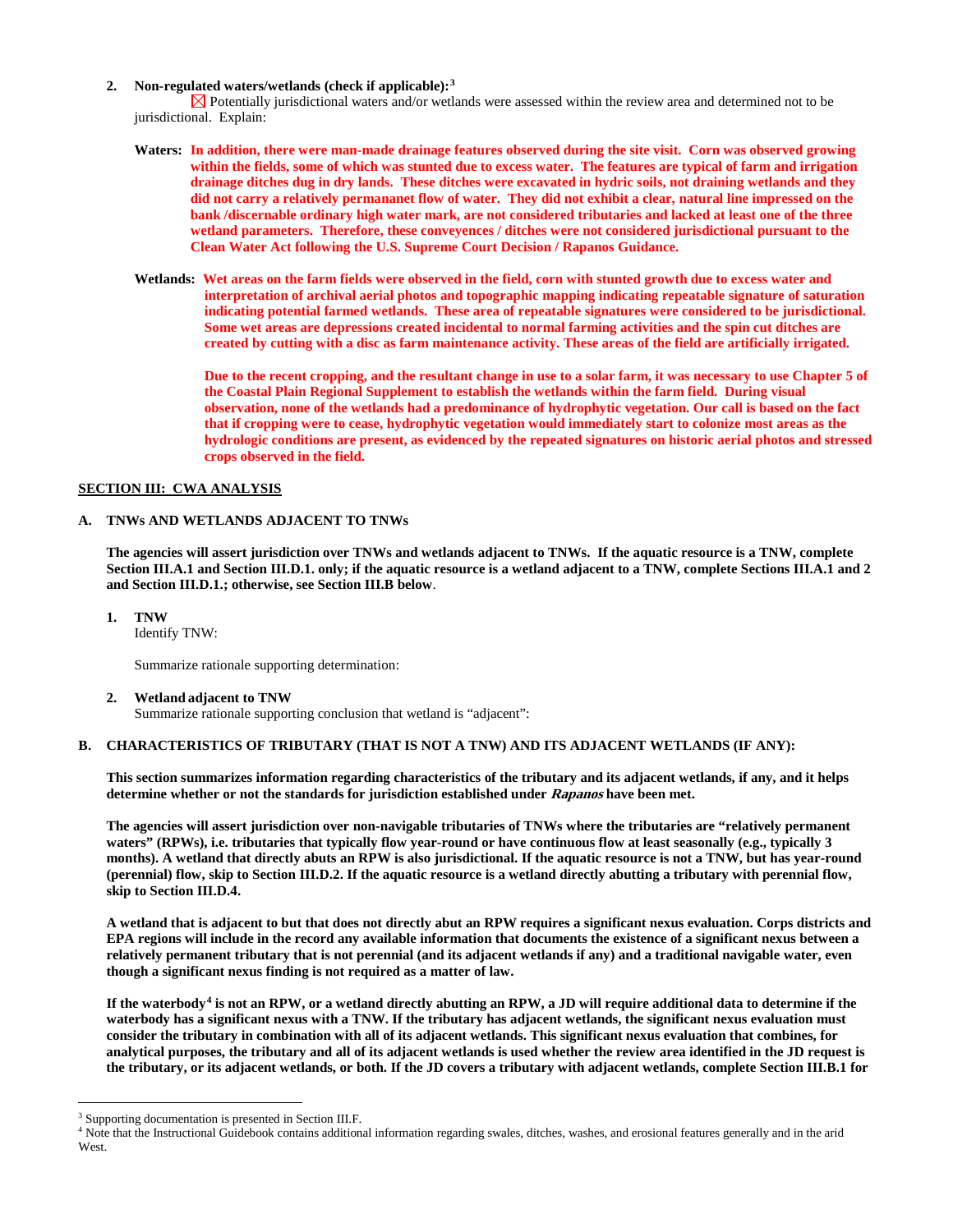**2. Non-regulated waters/wetlands (check if applicable):**[3]

☒ Potentially jurisdictional waters and/or wetlands were assessed within the review area and determined not to be jurisdictional. Explain:

**Waters:** **In addition, there were man-made drainage features observed during the site visit. Corn was observed growing within the fields, some of which was stunted due to excess water. The features are typical of farm and irrigation drainage ditches dug in dry lands. These ditches were excavated in hydric soils, not draining wetlands and they did not carry a relatively permananet flow of water. They did not exhibit a clear, natural line impressed on the bank /discernable ordinary high water mark, are not considered tributaries and lacked at least one of the three wetland parameters. Therefore, these conveyences / ditches were not considered jurisdictional pursuant to the Clean Water Act following the U.S. Supreme Court Decision / Rapanos Guidance.**

**Wetlands:** **Wet areas on the farm fields were observed in the field, corn with stunted growth due to excess water and interpretation of archival aerial photos and topographic mapping indicating repeatable signature of saturation indicating potential farmed wetlands. These area of repeatable signatures were considered to be jurisdictional. Some wet areas are depressions created incidental to normal farming activities and the spin cut ditches are created by cutting with a disc as farm maintenance activity. These areas of the field are artificially irrigated.**

**Due to the recent cropping, and the resultant change in use to a solar farm, it was necessary to use Chapter 5 of the Coastal Plain Regional Supplement to establish the wetlands within the farm field. During visual observation, none of the wetlands had a predominance of hydrophytic vegetation. Our call is based on the fact that if cropping were to cease, hydrophytic vegetation would immediately start to colonize most areas as the hydrologic conditions are present, as evidenced by the repeated signatures on historic aerial photos and stressed crops observed in the field.**

## SECTION III: CWA ANALYSIS

### A. TNWs AND WETLANDS ADJACENT TO TNWs

**The agencies will assert jurisdiction over TNWs and wetlands adjacent to TNWs. If the aquatic resource is a TNW, complete Section III.A.1 and Section III.D.1. only; if the aquatic resource is a wetland adjacent to a TNW, complete Sections III.A.1 and 2 and Section III.D.1.; otherwise, see Section III.B below**.

**1. TNW**

Identify TNW:

Summarize rationale supporting determination:

**2. Wetland adjacent to TNW**

Summarize rationale supporting conclusion that wetland is "adjacent":

### B. CHARACTERISTICS OF TRIBUTARY (THAT IS NOT A TNW) AND ITS ADJACENT WETLANDS (IF ANY):

**This section summarizes information regarding characteristics of the tributary and its adjacent wetlands, if any, and it helps determine whether or not the standards for jurisdiction established under *Rapanos* have been met.**

**The agencies will assert jurisdiction over non-navigable tributaries of TNWs where the tributaries are "relatively permanent waters" (RPWs), i.e. tributaries that typically flow year-round or have continuous flow at least seasonally (e.g., typically 3 months). A wetland that directly abuts an RPW is also jurisdictional. If the aquatic resource is not a TNW, but has year-round (perennial) flow, skip to Section III.D.2. If the aquatic resource is a wetland directly abutting a tributary with perennial flow, skip to Section III.D.4.**

**A wetland that is adjacent to but that does not directly abut an RPW requires a significant nexus evaluation. Corps districts and EPA regions will include in the record any available information that documents the existence of a significant nexus between a relatively permanent tributary that is not perennial (and its adjacent wetlands if any) and a traditional navigable water, even though a significant nexus finding is not required as a matter of law.**

**If the waterbody[4] is not an RPW, or a wetland directly abutting an RPW, a JD will require additional data to determine if the waterbody has a significant nexus with a TNW. If the tributary has adjacent wetlands, the significant nexus evaluation must consider the tributary in combination with all of its adjacent wetlands. This significant nexus evaluation that combines, for analytical purposes, the tributary and all of its adjacent wetlands is used whether the review area identified in the JD request is the tributary, or its adjacent wetlands, or both. If the JD covers a tributary with adjacent wetlands, complete Section III.B.1 for**

---

[3] Supporting documentation is presented in Section III.F.

[4] Note that the Instructional Guidebook contains additional information regarding swales, ditches, washes, and erosional features generally and in the arid West.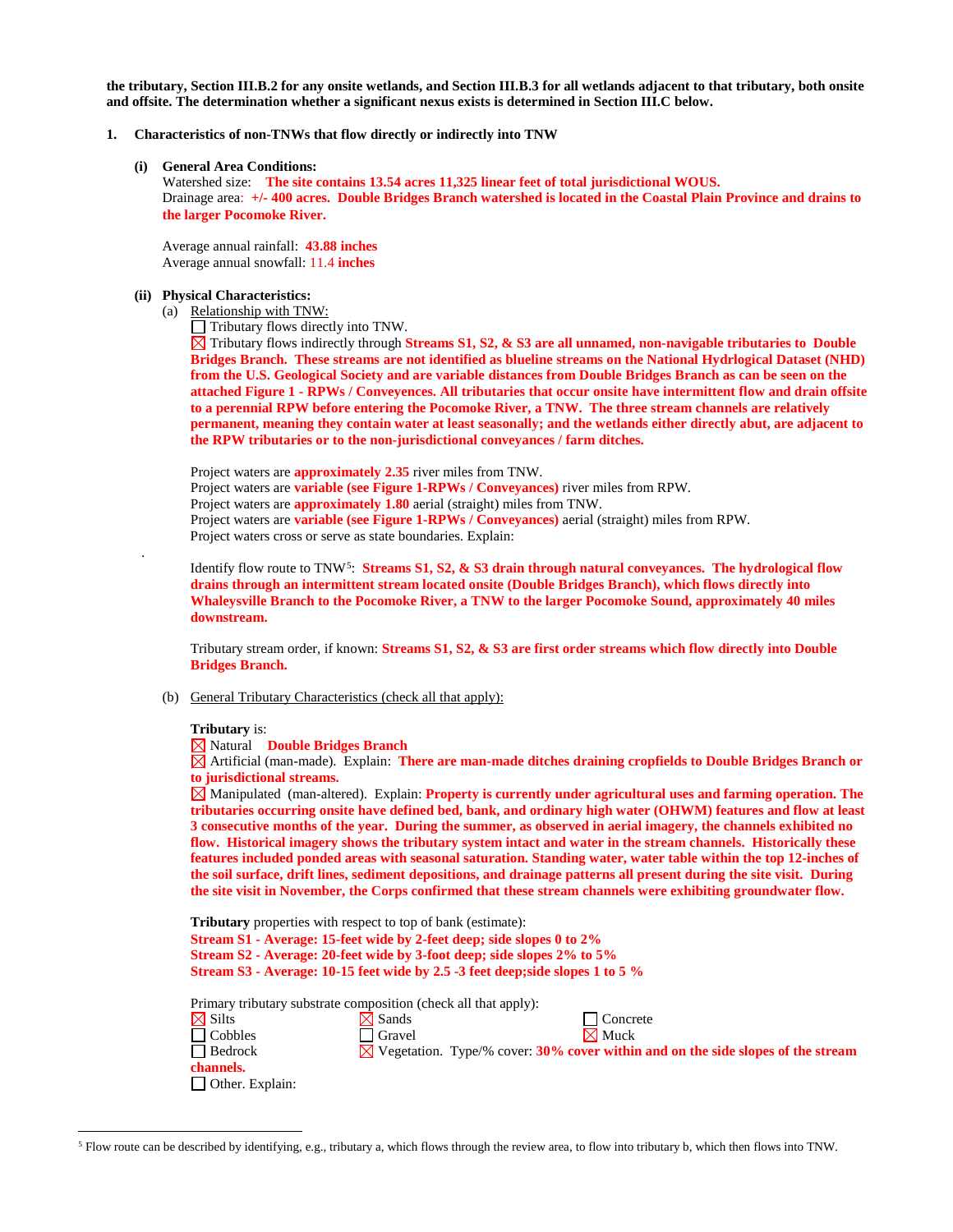**the tributary, Section III.B.2 for any onsite wetlands, and Section III.B.3 for all wetlands adjacent to that tributary, both onsite and offsite. The determination whether a significant nexus exists is determined in Section III.C below.**

**1. Characteristics of non-TNWs that flow directly or indirectly into TNW**

**(i) General Area Conditions:**

Watershed size: **The site contains 13.54 acres 11,325 linear feet of total jurisdictional WOUS.**

Drainage area: **+/- 400 acres. Double Bridges Branch watershed is located in the Coastal Plain Province and drains to the larger Pocomoke River.**

Average annual rainfall: **43.88 inches**

Average annual snowfall: 11.4 **inches**

**(ii) Physical Characteristics:**

(a) Relationship with TNW:

☐ Tributary flows directly into TNW.

☒ Tributary flows indirectly through **Streams S1, S2, & S3 are all unnamed, non-navigable tributaries to Double Bridges Branch. These streams are not identified as blueline streams on the National Hydrlogical Dataset (NHD) from the U.S. Geological Society and are variable distances from Double Bridges Branch as can be seen on the attached Figure 1 - RPWs / Conveyences. All tributaries that occur onsite have intermittent flow and drain offsite to a perennial RPW before entering the Pocomoke River, a TNW. The three stream channels are relatively permanent, meaning they contain water at least seasonally; and the wetlands either directly abut, are adjacent to the RPW tributaries or to the non-jurisdictional conveyances / farm ditches.**

Project waters are **approximately 2.35** river miles from TNW.

Project waters are **variable (see Figure 1-RPWs / Conveyances)** river miles from RPW.

Project waters are **approximately 1.80** aerial (straight) miles from TNW.

Project waters are **variable (see Figure 1-RPWs / Conveyances)** aerial (straight) miles from RPW.

Project waters cross or serve as state boundaries. Explain:

Identify flow route to TNW[5]: **Streams S1, S2, & S3 drain through natural conveyances. The hydrological flow drains through an intermittent stream located onsite (Double Bridges Branch), which flows directly into Whaleysville Branch to the Pocomoke River, a TNW to the larger Pocomoke Sound, approximately 40 miles downstream.**

Tributary stream order, if known: **Streams S1, S2, & S3 are first order streams which flow directly into Double Bridges Branch.**

(b) General Tributary Characteristics (check all that apply):

**Tributary** is:

☒ Natural **Double Bridges Branch**

☒ Artificial (man-made). Explain: **There are man-made ditches draining cropfields to Double Bridges Branch or to jurisdictional streams.**

☒ Manipulated (man-altered). Explain: **Property is currently under agricultural uses and farming operation. The tributaries occurring onsite have defined bed, bank, and ordinary high water (OHWM) features and flow at least 3 consecutive months of the year. During the summer, as observed in aerial imagery, the channels exhibited no flow. Historical imagery shows the tributary system intact and water in the stream channels. Historically these features included ponded areas with seasonal saturation. Standing water, water table within the top 12-inches of the soil surface, drift lines, sediment depositions, and drainage patterns all present during the site visit. During the site visit in November, the Corps confirmed that these stream channels were exhibiting groundwater flow.**

**Tributary** properties with respect to top of bank (estimate):

**Stream S1 - Average: 15-feet wide by 2-feet deep; side slopes 0 to 2%**

**Stream S2 - Average: 20-feet wide by 3-foot deep; side slopes 2% to 5%**

**Stream S3 - Average: 10-15 feet wide by 2.5 -3 feet deep;side slopes 1 to 5 %**

Primary tributary substrate composition (check all that apply):

☒ Silts ☒ Sands ☐ Concrete

☐ Cobbles ☐ Gravel ☒ Muck

☐ Bedrock ☒ Vegetation. Type/% cover: **30% cover within and on the side slopes of the stream channels.**

☐ Other. Explain:

---

[5] Flow route can be described by identifying, e.g., tributary a, which flows through the review area, to flow into tributary b, which then flows into TNW.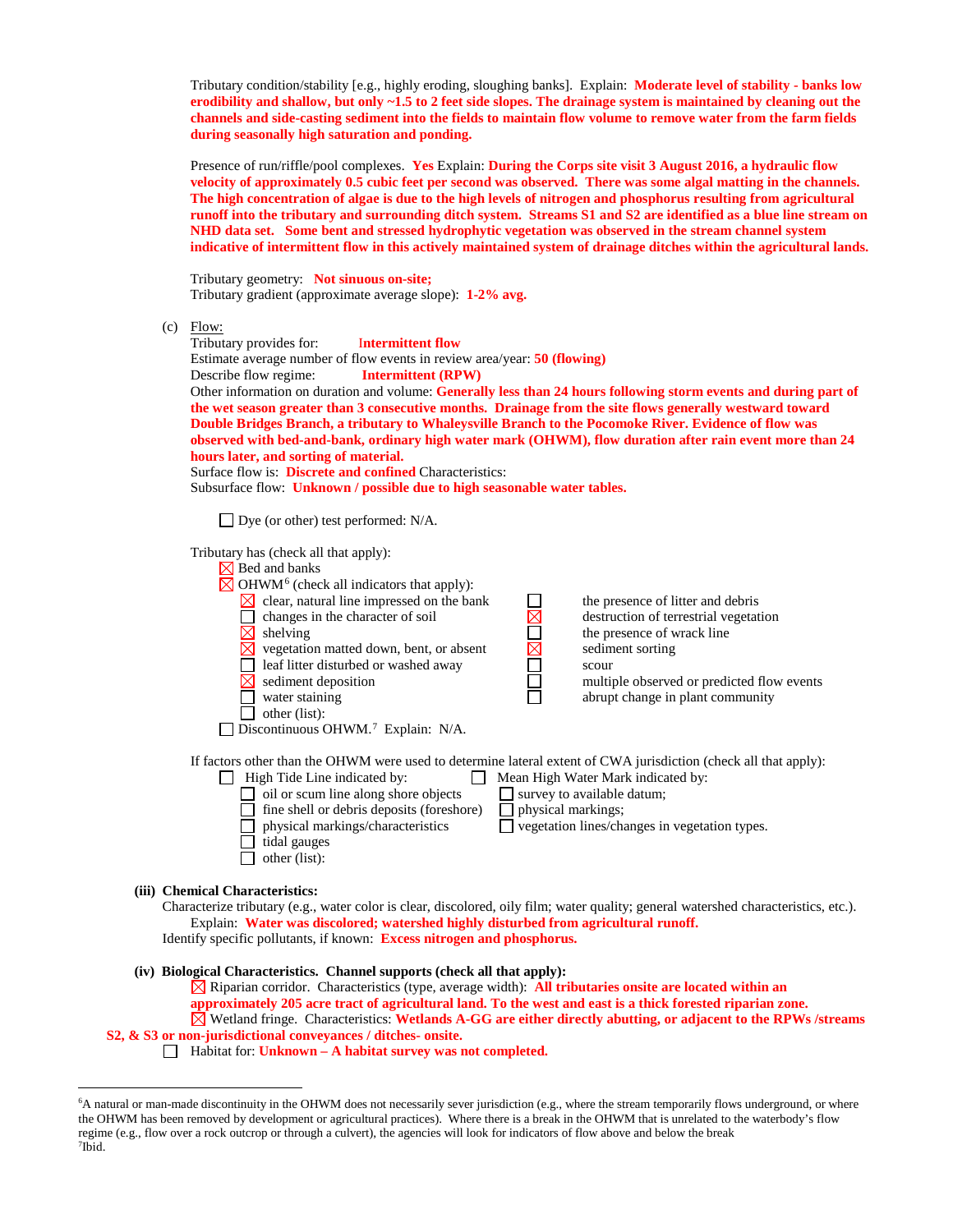Tributary condition/stability [e.g., highly eroding, sloughing banks]. Explain: **Moderate level of stability - banks low erodibility and shallow, but only ~1.5 to 2 feet side slopes. The drainage system is maintained by cleaning out the channels and side-casting sediment into the fields to maintain flow volume to remove water from the farm fields during seasonally high saturation and ponding.**

Presence of run/riffle/pool complexes. **Yes** Explain: **During the Corps site visit 3 August 2016, a hydraulic flow velocity of approximately 0.5 cubic feet per second was observed. There was some algal matting in the channels. The high concentration of algae is due to the high levels of nitrogen and phosphorus resulting from agricultural runoff into the tributary and surrounding ditch system. Streams S1 and S2 are identified as a blue line stream on NHD data set. Some bent and stressed hydrophytic vegetation was observed in the stream channel system indicative of intermittent flow in this actively maintained system of drainage ditches within the agricultural lands.**

Tributary geometry: **Not sinuous on-site;**
Tributary gradient (approximate average slope): **1-2% avg.**

(c) Flow:
Tributary provides for: **Intermittent flow**
Estimate average number of flow events in review area/year: **50 (flowing)**
Describe flow regime: **Intermittent (RPW)**
Other information on duration and volume: **Generally less than 24 hours following storm events and during part of the wet season greater than 3 consecutive months. Drainage from the site flows generally westward toward Double Bridges Branch, a tributary to Whaleysville Branch to the Pocomoke River. Evidence of flow was observed with bed-and-bank, ordinary high water mark (OHWM), flow duration after rain event more than 24 hours later, and sorting of material.**
Surface flow is: **Discrete and confined** Characteristics:
Subsurface flow: **Unknown / possible due to high seasonable water tables.**

☐ Dye (or other) test performed: N/A.

Tributary has (check all that apply):
- ☒ Bed and banks
- ☒ OHWM[6] (check all indicators that apply):
  - ☒ clear, natural line impressed on the bank
  - ☐ changes in the character of soil
  - ☒ shelving
  - ☒ vegetation matted down, bent, or absent
  - ☐ leaf litter disturbed or washed away
  - ☒ sediment deposition
  - ☐ water staining
  - ☐ other (list):
  - ☐ the presence of litter and debris
  - ☒ destruction of terrestrial vegetation
  - ☐ the presence of wrack line
  - ☒ sediment sorting
  - ☐ scour
  - ☐ multiple observed or predicted flow events
  - ☐ abrupt change in plant community
- ☐ Discontinuous OHWM.[7] Explain: N/A.

If factors other than the OHWM were used to determine lateral extent of CWA jurisdiction (check all that apply):
- ☐ High Tide Line indicated by:
  - ☐ oil or scum line along shore objects
  - ☐ fine shell or debris deposits (foreshore)
  - ☐ physical markings/characteristics
  - ☐ tidal gauges
  - ☐ other (list):
- ☐ Mean High Water Mark indicated by:
  - ☐ survey to available datum;
  - ☐ physical markings;
  - ☐ vegetation lines/changes in vegetation types.

**(iii) Chemical Characteristics:**
Characterize tributary (e.g., water color is clear, discolored, oily film; water quality; general watershed characteristics, etc.).
Explain: **Water was discolored; watershed highly disturbed from agricultural runoff.**
Identify specific pollutants, if known: **Excess nitrogen and phosphorus.**

**(iv) Biological Characteristics. Channel supports (check all that apply):**
- ☒ Riparian corridor. Characteristics (type, average width): **All tributaries onsite are located within an approximately 205 acre tract of agricultural land. To the west and east is a thick forested riparian zone.**
- ☒ Wetland fringe. Characteristics: **Wetlands A-GG are either directly abutting, or adjacent to the RPWs /streams S2, & S3 or non-jurisdictional conveyances / ditches- onsite.**
- ☐ Habitat for: **Unknown – A habitat survey was not completed.**

---

[6] A natural or man-made discontinuity in the OHWM does not necessarily sever jurisdiction (e.g., where the stream temporarily flows underground, or where the OHWM has been removed by development or agricultural practices). Where there is a break in the OHWM that is unrelated to the waterbody's flow regime (e.g., flow over a rock outcrop or through a culvert), the agencies will look for indicators of flow above and below the break
[7] Ibid.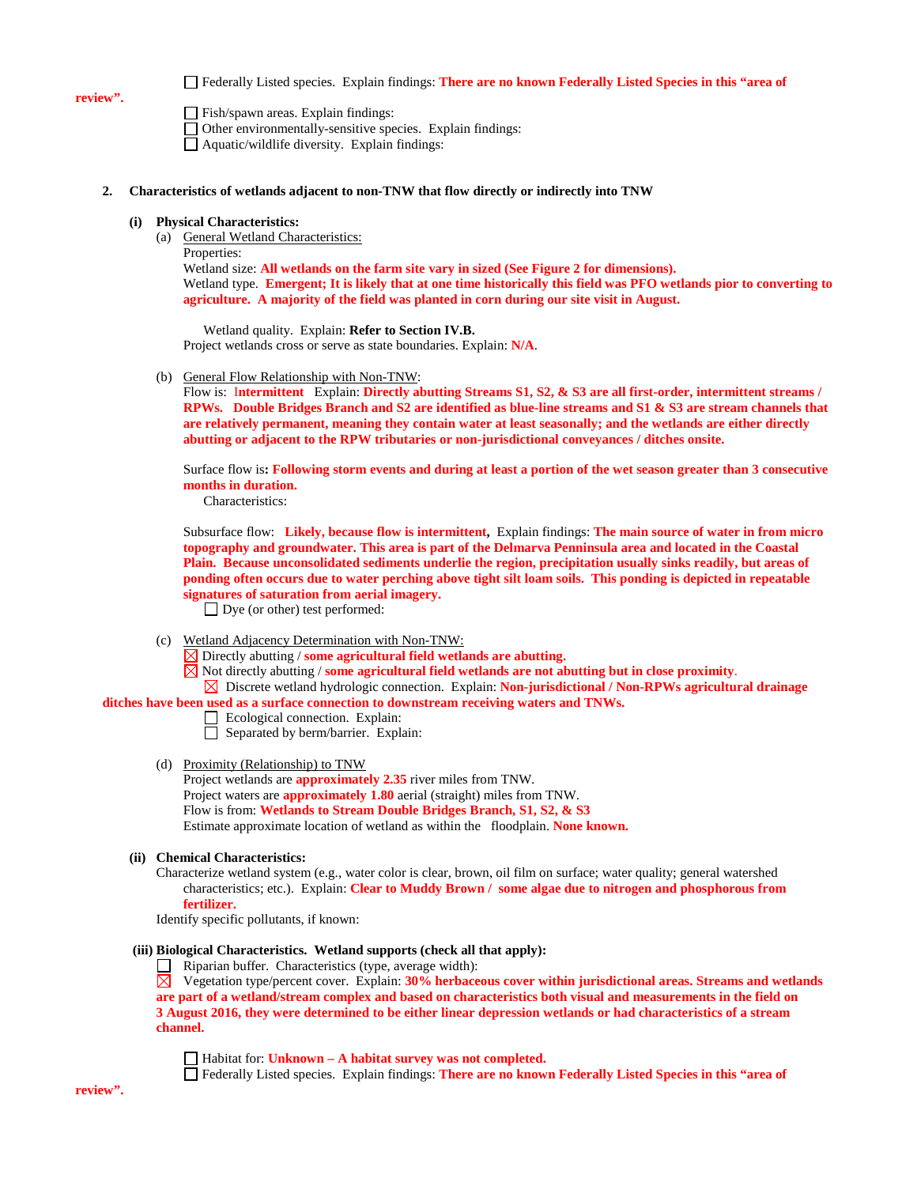☐ Federally Listed species. Explain findings: **There are no known Federally Listed Species in this "area of review".**

☐ Fish/spawn areas. Explain findings:
☐ Other environmentally-sensitive species. Explain findings:
☐ Aquatic/wildlife diversity. Explain findings:

**2. Characteristics of wetlands adjacent to non-TNW that flow directly or indirectly into TNW**

**(i) Physical Characteristics:**

(a) General Wetland Characteristics:

Properties:
Wetland size: **All wetlands on the farm site vary in sized (See Figure 2 for dimensions).**
Wetland type. **Emergent; It is likely that at one time historically this field was PFO wetlands pior to converting to agriculture. A majority of the field was planted in corn during our site visit in August.**

Wetland quality. Explain: **Refer to Section IV.B.**
Project wetlands cross or serve as state boundaries. Explain: **N/A**.

(b) General Flow Relationship with Non-TNW:

Flow is: **Intermittent** Explain: **Directly abutting Streams S1, S2, & S3 are all first-order, intermittent streams / RPWs. Double Bridges Branch and S2 are identified as blue-line streams and S1 & S3 are stream channels that are relatively permanent, meaning they contain water at least seasonally; and the wetlands are either directly abutting or adjacent to the RPW tributaries or non-jurisdictional conveyances / ditches onsite.**

Surface flow is**: Following storm events and during at least a portion of the wet season greater than 3 consecutive months in duration.**
Characteristics:

Subsurface flow: **Likely, because flow is intermittent,** Explain findings: **The main source of water in from micro topography and groundwater. This area is part of the Delmarva Penninsula area and located in the Coastal Plain. Because unconsolidated sediments underlie the region, precipitation usually sinks readily, but areas of ponding often occurs due to water perching above tight silt loam soils. This ponding is depicted in repeatable signatures of saturation from aerial imagery.**
☐ Dye (or other) test performed:

(c) Wetland Adjacency Determination with Non-TNW:

☒ Directly abutting / **some agricultural field wetlands are abutting.**
☒ Not directly abutting / **some agricultural field wetlands are not abutting but in close proximity**.
☒ Discrete wetland hydrologic connection. Explain: **Non-jurisdictional / Non-RPWs agricultural drainage ditches have been used as a surface connection to downstream receiving waters and TNWs.**
☐ Ecological connection. Explain:
☐ Separated by berm/barrier. Explain:

(d) Proximity (Relationship) to TNW

Project wetlands are **approximately 2.35** river miles from TNW.
Project waters are **approximately 1.80** aerial (straight) miles from TNW.
Flow is from: **Wetlands to Stream Double Bridges Branch, S1, S2, & S3**
Estimate approximate location of wetland as within the floodplain. **None known.**

**(ii) Chemical Characteristics:**

Characterize wetland system (e.g., water color is clear, brown, oil film on surface; water quality; general watershed characteristics; etc.). Explain: **Clear to Muddy Brown / some algae due to nitrogen and phosphorous from fertilizer.**
Identify specific pollutants, if known:

**(iii) Biological Characteristics. Wetland supports (check all that apply):**

☐ Riparian buffer. Characteristics (type, average width):
☒ Vegetation type/percent cover. Explain: **30% herbaceous cover within jurisdictional areas. Streams and wetlands are part of a wetland/stream complex and based on characteristics both visual and measurements in the field on 3 August 2016, they were determined to be either linear depression wetlands or had characteristics of a stream channel.**

☐ Habitat for: **Unknown – A habitat survey was not completed.**
☐ Federally Listed species. Explain findings: **There are no known Federally Listed Species in this "area of review".**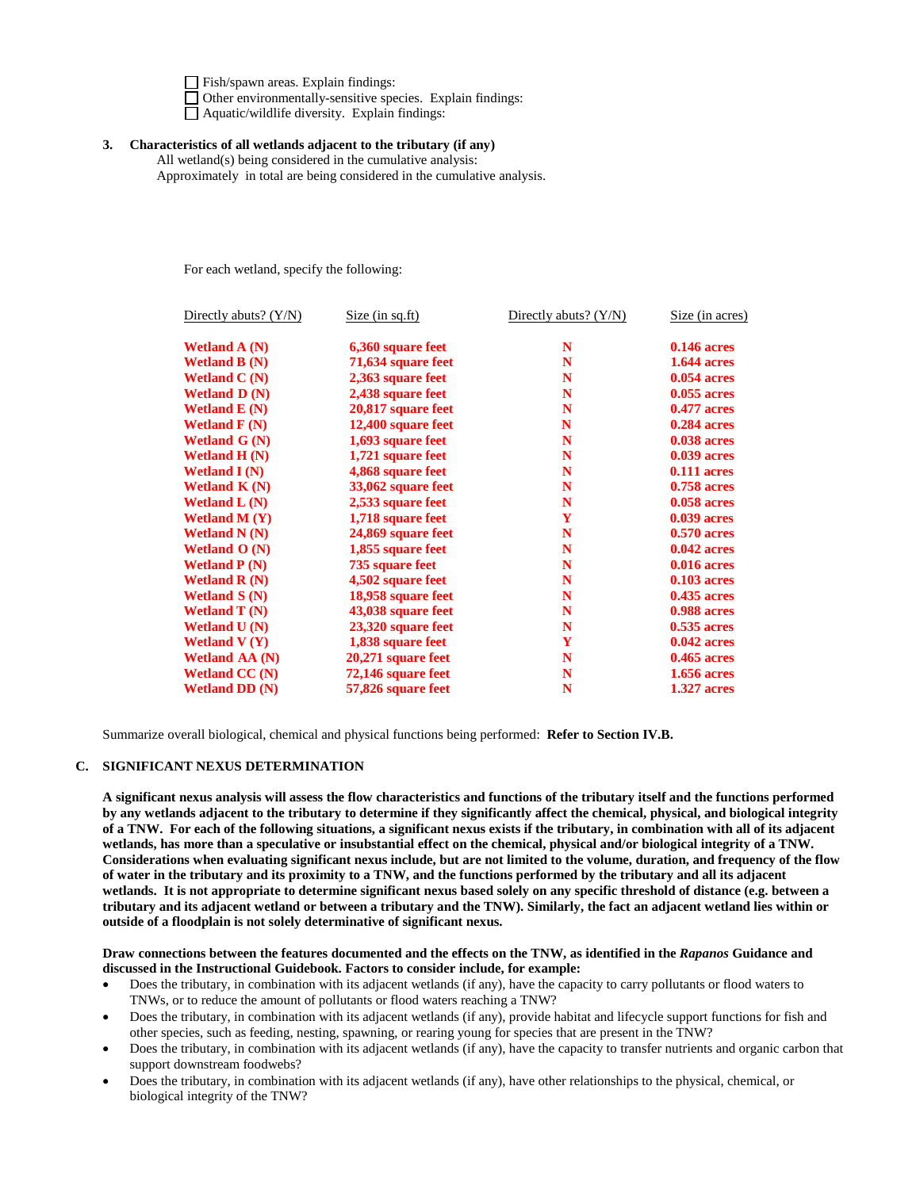☐ Fish/spawn areas. Explain findings:
☐ Other environmentally-sensitive species. Explain findings:
☐ Aquatic/wildlife diversity. Explain findings:

**3. Characteristics of all wetlands adjacent to the tributary (if any)**

All wetland(s) being considered in the cumulative analysis:
Approximately in total are being considered in the cumulative analysis.

For each wetland, specify the following:

| Directly abuts? (Y/N) | Size (in sq.ft) | Directly abuts? (Y/N) | Size (in acres) |
|---|---|---|---|
| **Wetland A (N)** | **6,360 square feet** | **N** | **0.146 acres** |
| **Wetland B (N)** | **71,634 square feet** | **N** | **1.644 acres** |
| **Wetland C (N)** | **2,363 square feet** | **N** | **0.054 acres** |
| **Wetland D (N)** | **2,438 square feet** | **N** | **0.055 acres** |
| **Wetland E (N)** | **20,817 square feet** | **N** | **0.477 acres** |
| **Wetland F (N)** | **12,400 square feet** | **N** | **0.284 acres** |
| **Wetland G (N)** | **1,693 square feet** | **N** | **0.038 acres** |
| **Wetland H (N)** | **1,721 square feet** | **N** | **0.039 acres** |
| **Wetland I (N)** | **4,868 square feet** | **N** | **0.111 acres** |
| **Wetland K (N)** | **33,062 square feet** | **N** | **0.758 acres** |
| **Wetland L (N)** | **2,533 square feet** | **N** | **0.058 acres** |
| **Wetland M (Y)** | **1,718 square feet** | **Y** | **0.039 acres** |
| **Wetland N (N)** | **24,869 square feet** | **N** | **0.570 acres** |
| **Wetland O (N)** | **1,855 square feet** | **N** | **0.042 acres** |
| **Wetland P (N)** | **735 square feet** | **N** | **0.016 acres** |
| **Wetland R (N)** | **4,502 square feet** | **N** | **0.103 acres** |
| **Wetland S (N)** | **18,958 square feet** | **N** | **0.435 acres** |
| **Wetland T (N)** | **43,038 square feet** | **N** | **0.988 acres** |
| **Wetland U (N)** | **23,320 square feet** | **N** | **0.535 acres** |
| **Wetland V (Y)** | **1,838 square feet** | **Y** | **0.042 acres** |
| **Wetland AA (N)** | **20,271 square feet** | **N** | **0.465 acres** |
| **Wetland CC (N)** | **72,146 square feet** | **N** | **1.656 acres** |
| **Wetland DD (N)** | **57,826 square feet** | **N** | **1.327 acres** |

Summarize overall biological, chemical and physical functions being performed: **Refer to Section IV.B.**

## C. SIGNIFICANT NEXUS DETERMINATION

**A significant nexus analysis will assess the flow characteristics and functions of the tributary itself and the functions performed by any wetlands adjacent to the tributary to determine if they significantly affect the chemical, physical, and biological integrity of a TNW. For each of the following situations, a significant nexus exists if the tributary, in combination with all of its adjacent wetlands, has more than a speculative or insubstantial effect on the chemical, physical and/or biological integrity of a TNW. Considerations when evaluating significant nexus include, but are not limited to the volume, duration, and frequency of the flow of water in the tributary and its proximity to a TNW, and the functions performed by the tributary and all its adjacent wetlands. It is not appropriate to determine significant nexus based solely on any specific threshold of distance (e.g. between a tributary and its adjacent wetland or between a tributary and the TNW). Similarly, the fact an adjacent wetland lies within or outside of a floodplain is not solely determinative of significant nexus.**

**Draw connections between the features documented and the effects on the TNW, as identified in the *Rapanos* Guidance and discussed in the Instructional Guidebook. Factors to consider include, for example:**

- Does the tributary, in combination with its adjacent wetlands (if any), have the capacity to carry pollutants or flood waters to TNWs, or to reduce the amount of pollutants or flood waters reaching a TNW?
- Does the tributary, in combination with its adjacent wetlands (if any), provide habitat and lifecycle support functions for fish and other species, such as feeding, nesting, spawning, or rearing young for species that are present in the TNW?
- Does the tributary, in combination with its adjacent wetlands (if any), have the capacity to transfer nutrients and organic carbon that support downstream foodwebs?
- Does the tributary, in combination with its adjacent wetlands (if any), have other relationships to the physical, chemical, or biological integrity of the TNW?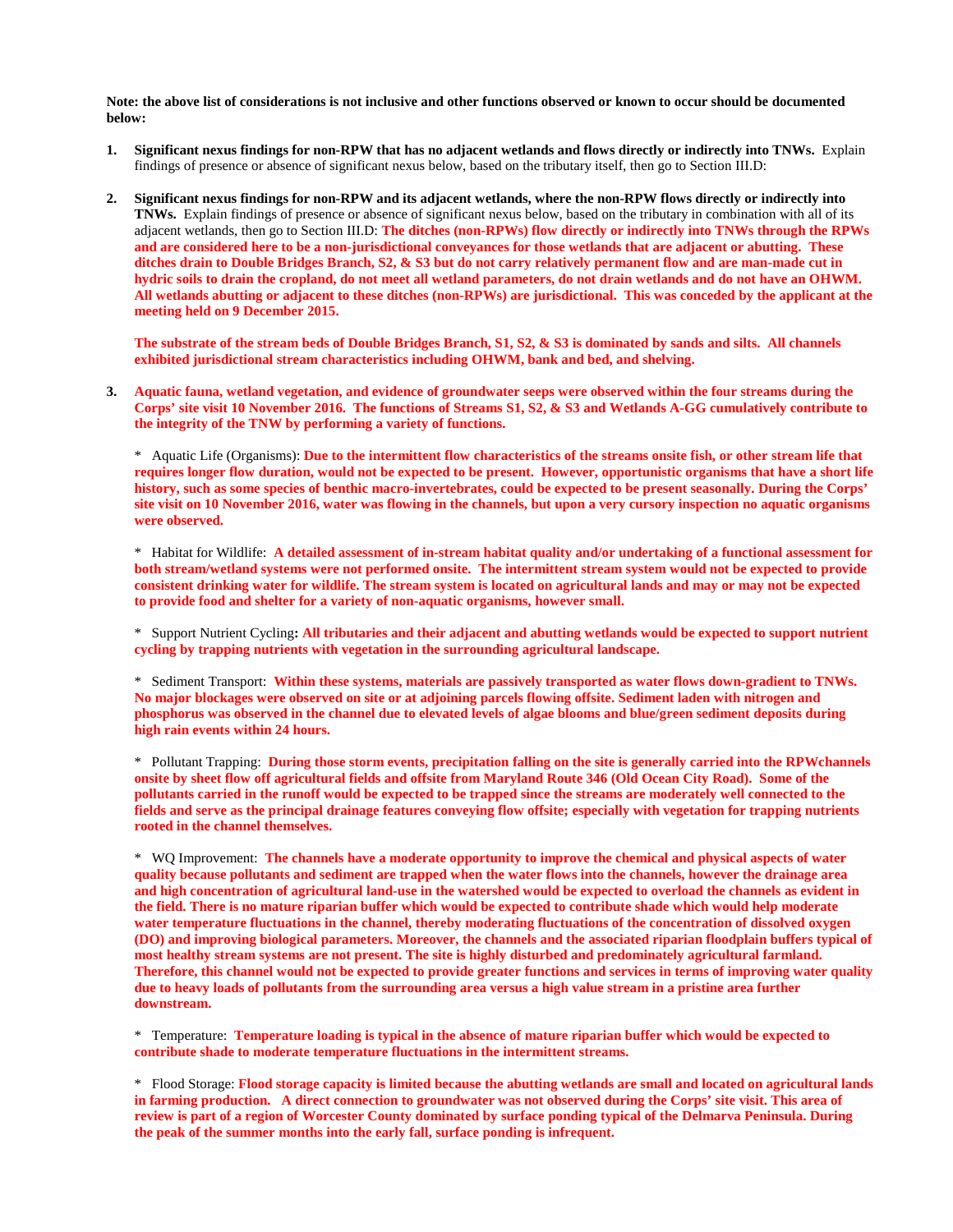**Note: the above list of considerations is not inclusive and other functions observed or known to occur should be documented below:**

1. **Significant nexus findings for non-RPW that has no adjacent wetlands and flows directly or indirectly into TNWs.** Explain findings of presence or absence of significant nexus below, based on the tributary itself, then go to Section III.D:

2. **Significant nexus findings for non-RPW and its adjacent wetlands, where the non-RPW flows directly or indirectly into TNWs.** Explain findings of presence or absence of significant nexus below, based on the tributary in combination with all of its adjacent wetlands, then go to Section III.D: **The ditches (non-RPWs) flow directly or indirectly into TNWs through the RPWs and are considered here to be a non-jurisdictional conveyances for those wetlands that are adjacent or abutting. These ditches drain to Double Bridges Branch, S2, & S3 but do not carry relatively permanent flow and are man-made cut in hydric soils to drain the cropland, do not meet all wetland parameters, do not drain wetlands and do not have an OHWM. All wetlands abutting or adjacent to these ditches (non-RPWs) are jurisdictional. This was conceded by the applicant at the meeting held on 9 December 2015.**

   **The substrate of the stream beds of Double Bridges Branch, S1, S2, & S3 is dominated by sands and silts. All channels exhibited jurisdictional stream characteristics including OHWM, bank and bed, and shelving.**

3. **Aquatic fauna, wetland vegetation, and evidence of groundwater seeps were observed within the four streams during the Corps' site visit 10 November 2016. The functions of Streams S1, S2, & S3 and Wetlands A-GG cumulatively contribute to the integrity of the TNW by performing a variety of functions.**

   * Aquatic Life (Organisms): **Due to the intermittent flow characteristics of the streams onsite fish, or other stream life that requires longer flow duration, would not be expected to be present. However, opportunistic organisms that have a short life history, such as some species of benthic macro-invertebrates, could be expected to be present seasonally. During the Corps' site visit on 10 November 2016, water was flowing in the channels, but upon a very cursory inspection no aquatic organisms were observed.**

   * Habitat for Wildlife: **A detailed assessment of in-stream habitat quality and/or undertaking of a functional assessment for both stream/wetland systems were not performed onsite. The intermittent stream system would not be expected to provide consistent drinking water for wildlife. The stream system is located on agricultural lands and may or may not be expected to provide food and shelter for a variety of non-aquatic organisms, however small.**

   * Support Nutrient Cycling**: All tributaries and their adjacent and abutting wetlands would be expected to support nutrient cycling by trapping nutrients with vegetation in the surrounding agricultural landscape.**

   * Sediment Transport: **Within these systems, materials are passively transported as water flows down-gradient to TNWs. No major blockages were observed on site or at adjoining parcels flowing offsite. Sediment laden with nitrogen and phosphorus was observed in the channel due to elevated levels of algae blooms and blue/green sediment deposits during high rain events within 24 hours.**

   * Pollutant Trapping: **During those storm events, precipitation falling on the site is generally carried into the RPWchannels onsite by sheet flow off agricultural fields and offsite from Maryland Route 346 (Old Ocean City Road). Some of the pollutants carried in the runoff would be expected to be trapped since the streams are moderately well connected to the fields and serve as the principal drainage features conveying flow offsite; especially with vegetation for trapping nutrients rooted in the channel themselves.**

   * WQ Improvement: **The channels have a moderate opportunity to improve the chemical and physical aspects of water quality because pollutants and sediment are trapped when the water flows into the channels, however the drainage area and high concentration of agricultural land-use in the watershed would be expected to overload the channels as evident in the field. There is no mature riparian buffer which would be expected to contribute shade which would help moderate water temperature fluctuations in the channel, thereby moderating fluctuations of the concentration of dissolved oxygen (DO) and improving biological parameters. Moreover, the channels and the associated riparian floodplain buffers typical of most healthy stream systems are not present. The site is highly disturbed and predominately agricultural farmland. Therefore, this channel would not be expected to provide greater functions and services in terms of improving water quality due to heavy loads of pollutants from the surrounding area versus a high value stream in a pristine area further downstream.**

   * Temperature: **Temperature loading is typical in the absence of mature riparian buffer which would be expected to contribute shade to moderate temperature fluctuations in the intermittent streams.**

   * Flood Storage: **Flood storage capacity is limited because the abutting wetlands are small and located on agricultural lands in farming production. A direct connection to groundwater was not observed during the Corps' site visit. This area of review is part of a region of Worcester County dominated by surface ponding typical of the Delmarva Peninsula. During the peak of the summer months into the early fall, surface ponding is infrequent.**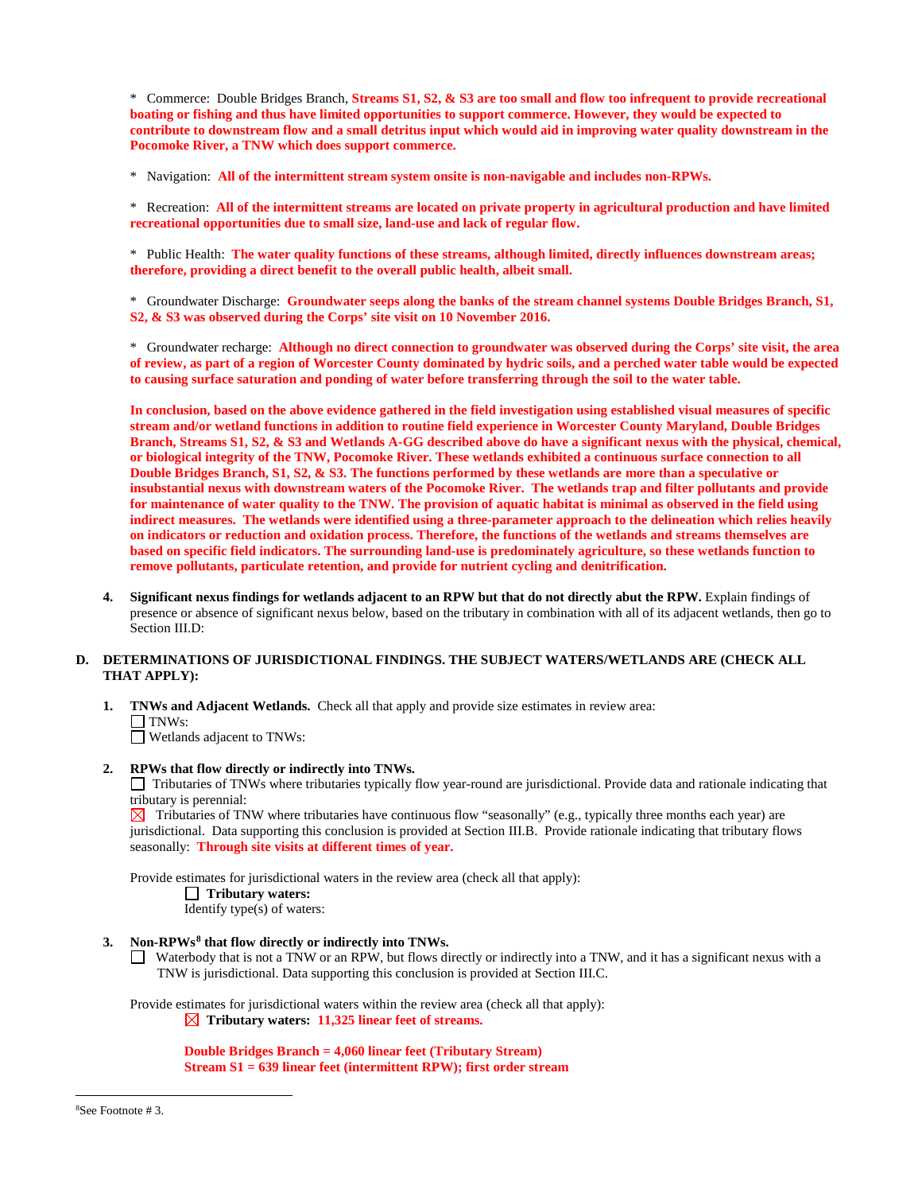* Commerce: Double Bridges Branch, **Streams S1, S2, & S3 are too small and flow too infrequent to provide recreational boating or fishing and thus have limited opportunities to support commerce. However, they would be expected to contribute to downstream flow and a small detritus input which would aid in improving water quality downstream in the Pocomoke River, a TNW which does support commerce.**

* Navigation: **All of the intermittent stream system onsite is non-navigable and includes non-RPWs.**

* Recreation: **All of the intermittent streams are located on private property in agricultural production and have limited recreational opportunities due to small size, land-use and lack of regular flow.**

* Public Health: **The water quality functions of these streams, although limited, directly influences downstream areas; therefore, providing a direct benefit to the overall public health, albeit small.**

* Groundwater Discharge: **Groundwater seeps along the banks of the stream channel systems Double Bridges Branch, S1, S2, & S3 was observed during the Corps' site visit on 10 November 2016.**

* Groundwater recharge: **Although no direct connection to groundwater was observed during the Corps' site visit, the area of review, as part of a region of Worcester County dominated by hydric soils, and a perched water table would be expected to causing surface saturation and ponding of water before transferring through the soil to the water table.**

**In conclusion, based on the above evidence gathered in the field investigation using established visual measures of specific stream and/or wetland functions in addition to routine field experience in Worcester County Maryland, Double Bridges Branch, Streams S1, S2, & S3 and Wetlands A-GG described above do have a significant nexus with the physical, chemical, or biological integrity of the TNW, Pocomoke River. These wetlands exhibited a continuous surface connection to all Double Bridges Branch, S1, S2, & S3. The functions performed by these wetlands are more than a speculative or insubstantial nexus with downstream waters of the Pocomoke River. The wetlands trap and filter pollutants and provide for maintenance of water quality to the TNW. The provision of aquatic habitat is minimal as observed in the field using indirect measures. The wetlands were identified using a three-parameter approach to the delineation which relies heavily on indicators or reduction and oxidation process. Therefore, the functions of the wetlands and streams themselves are based on specific field indicators. The surrounding land-use is predominately agriculture, so these wetlands function to remove pollutants, particulate retention, and provide for nutrient cycling and denitrification.**

4. **Significant nexus findings for wetlands adjacent to an RPW but that do not directly abut the RPW.** Explain findings of presence or absence of significant nexus below, based on the tributary in combination with all of its adjacent wetlands, then go to Section III.D:

**D. DETERMINATIONS OF JURISDICTIONAL FINDINGS. THE SUBJECT WATERS/WETLANDS ARE (CHECK ALL THAT APPLY):**

1. **TNWs and Adjacent Wetlands.** Check all that apply and provide size estimates in review area:
   ☐ TNWs:
   ☐ Wetlands adjacent to TNWs:

2. **RPWs that flow directly or indirectly into TNWs.**
   ☐ Tributaries of TNWs where tributaries typically flow year-round are jurisdictional. Provide data and rationale indicating that tributary is perennial:
   ☒ Tributaries of TNW where tributaries have continuous flow "seasonally" (e.g., typically three months each year) are jurisdictional. Data supporting this conclusion is provided at Section III.B. Provide rationale indicating that tributary flows seasonally: **Through site visits at different times of year.**

   Provide estimates for jurisdictional waters in the review area (check all that apply):
   ☐ **Tributary waters:**
   Identify type(s) of waters:

3. **Non-RPWs[8] that flow directly or indirectly into TNWs.**
   ☐ Waterbody that is not a TNW or an RPW, but flows directly or indirectly into a TNW, and it has a significant nexus with a TNW is jurisdictional. Data supporting this conclusion is provided at Section III.C.

   Provide estimates for jurisdictional waters within the review area (check all that apply):
   ☒ **Tributary waters: 11,325 linear feet of streams.**

   **Double Bridges Branch = 4,060 linear feet (Tributary Stream)**
   **Stream S1 = 639 linear feet (intermittent RPW); first order stream**

[8]See Footnote # 3.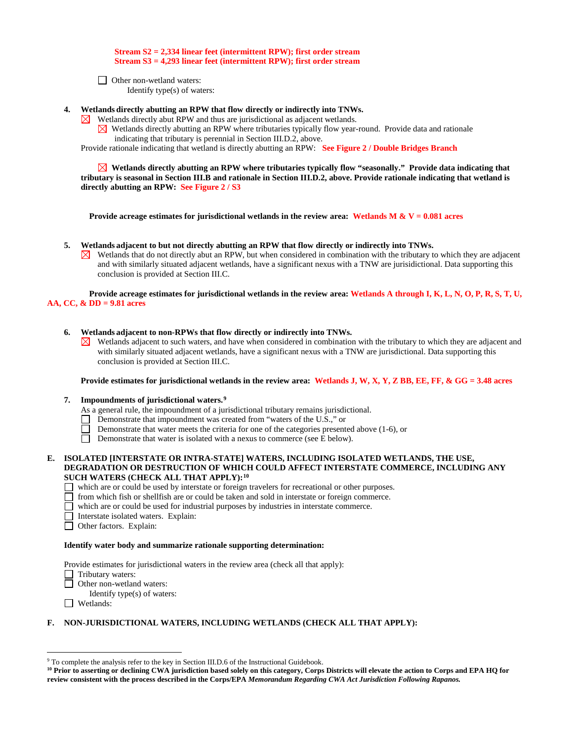**Stream S2 = 2,334 linear feet (intermittent RPW); first order stream**
**Stream S3 = 4,293 linear feet (intermittent RPW); first order stream**

☐ Other non-wetland waters:
Identify type(s) of waters:

**4. Wetlands directly abutting an RPW that flow directly or indirectly into TNWs.**

☒ Wetlands directly abut RPW and thus are jurisdictional as adjacent wetlands.

☒ Wetlands directly abutting an RPW where tributaries typically flow year-round. Provide data and rationale indicating that tributary is perennial in Section III.D.2, above.

Provide rationale indicating that wetland is directly abutting an RPW: **See Figure 2 / Double Bridges Branch**

☒ **Wetlands directly abutting an RPW where tributaries typically flow "seasonally." Provide data indicating that tributary is seasonal in Section III.B and rationale in Section III.D.2, above. Provide rationale indicating that wetland is directly abutting an RPW: See Figure 2 / S3**

**Provide acreage estimates for jurisdictional wetlands in the review area: Wetlands M & V = 0.081 acres**

**5. Wetlands adjacent to but not directly abutting an RPW that flow directly or indirectly into TNWs.**

☒ Wetlands that do not directly abut an RPW, but when considered in combination with the tributary to which they are adjacent and with similarly situated adjacent wetlands, have a significant nexus with a TNW are jurisidictional. Data supporting this conclusion is provided at Section III.C.

**Provide acreage estimates for jurisdictional wetlands in the review area: Wetlands A through I, K, L, N, O, P, R, S, T, U, AA, CC, & DD = 9.81 acres**

**6. Wetlands adjacent to non-RPWs that flow directly or indirectly into TNWs.**

☒ Wetlands adjacent to such waters, and have when considered in combination with the tributary to which they are adjacent and with similarly situated adjacent wetlands, have a significant nexus with a TNW are jurisdictional. Data supporting this conclusion is provided at Section III.C.

**Provide estimates for jurisdictional wetlands in the review area: Wetlands J, W, X, Y, Z BB, EE, FF, & GG = 3.48 acres**

**7. Impoundments of jurisdictional waters.**[9]

As a general rule, the impoundment of a jurisdictional tributary remains jurisdictional.

☐ Demonstrate that impoundment was created from "waters of the U.S.," or
☐ Demonstrate that water meets the criteria for one of the categories presented above (1-6), or
☐ Demonstrate that water is isolated with a nexus to commerce (see E below).

## E. ISOLATED [INTERSTATE OR INTRA-STATE] WATERS, INCLUDING ISOLATED WETLANDS, THE USE, DEGRADATION OR DESTRUCTION OF WHICH COULD AFFECT INTERSTATE COMMERCE, INCLUDING ANY SUCH WATERS (CHECK ALL THAT APPLY):[10]

☐ which are or could be used by interstate or foreign travelers for recreational or other purposes.
☐ from which fish or shellfish are or could be taken and sold in interstate or foreign commerce.
☐ which are or could be used for industrial purposes by industries in interstate commerce.
☐ Interstate isolated waters. Explain:
☐ Other factors. Explain:

**Identify water body and summarize rationale supporting determination:**

Provide estimates for jurisdictional waters in the review area (check all that apply):

☐ Tributary waters:
☐ Other non-wetland waters:
Identify type(s) of waters:
☐ Wetlands:

## F. NON-JURISDICTIONAL WATERS, INCLUDING WETLANDS (CHECK ALL THAT APPLY):

---

[9] To complete the analysis refer to the key in Section III.D.6 of the Instructional Guidebook.

**[10] Prior to asserting or declining CWA jurisdiction based solely on this category, Corps Districts will elevate the action to Corps and EPA HQ for review consistent with the process described in the Corps/EPA *Memorandum Regarding CWA Act Jurisdiction Following Rapanos.***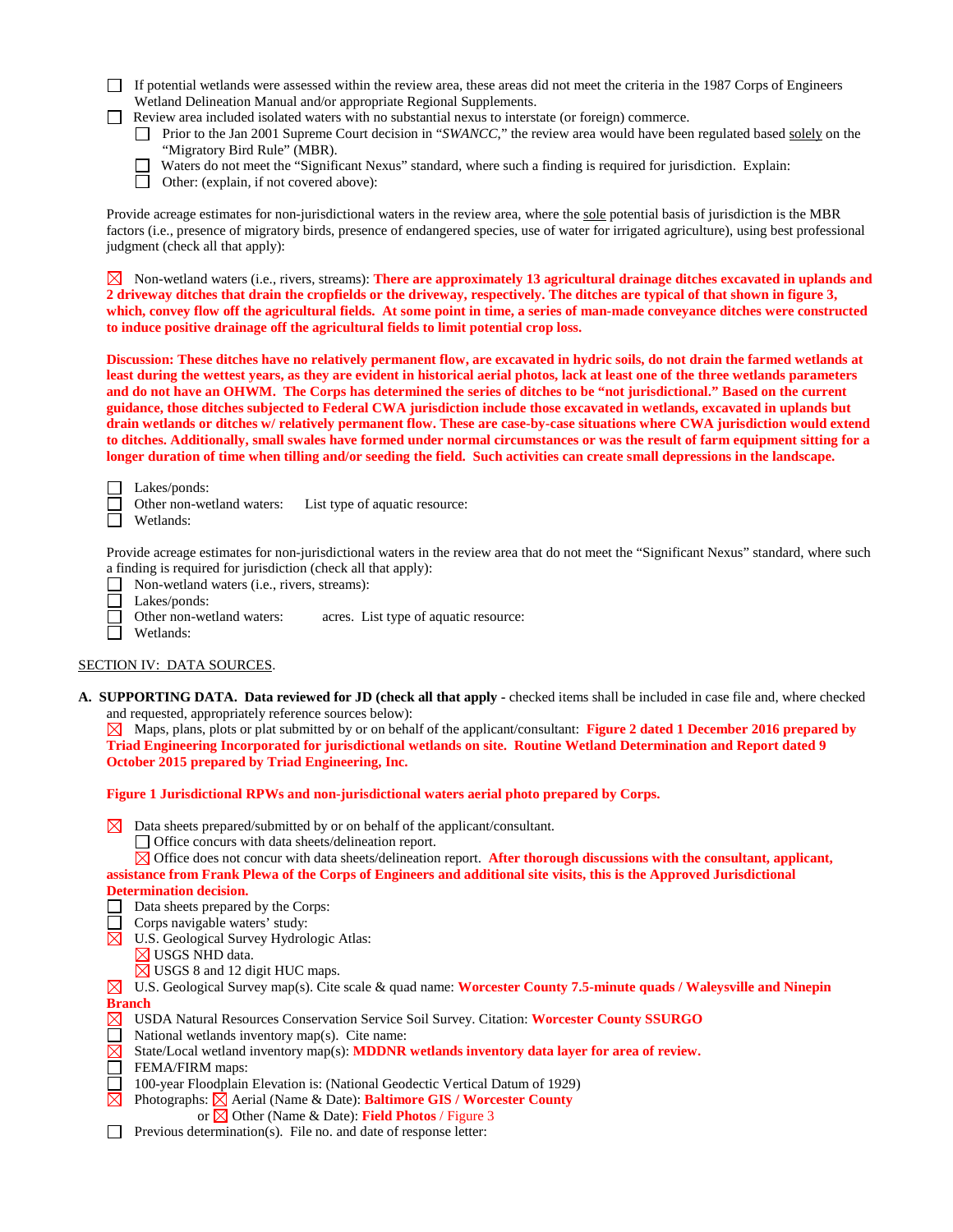☐ If potential wetlands were assessed within the review area, these areas did not meet the criteria in the 1987 Corps of Engineers Wetland Delineation Manual and/or appropriate Regional Supplements.

☐ Review area included isolated waters with no substantial nexus to interstate (or foreign) commerce.

- ☐ Prior to the Jan 2001 Supreme Court decision in "*SWANCC*," the review area would have been regulated based solely on the "Migratory Bird Rule" (MBR).
- ☐ Waters do not meet the "Significant Nexus" standard, where such a finding is required for jurisdiction. Explain:
- ☐ Other: (explain, if not covered above):

Provide acreage estimates for non-jurisdictional waters in the review area, where the sole potential basis of jurisdiction is the MBR factors (i.e., presence of migratory birds, presence of endangered species, use of water for irrigated agriculture), using best professional judgment (check all that apply):

☒ Non-wetland waters (i.e., rivers, streams): **There are approximately 13 agricultural drainage ditches excavated in uplands and 2 driveway ditches that drain the cropfields or the driveway, respectively. The ditches are typical of that shown in figure 3, which, convey flow off the agricultural fields. At some point in time, a series of man-made conveyance ditches were constructed to induce positive drainage off the agricultural fields to limit potential crop loss.**

**Discussion: These ditches have no relatively permanent flow, are excavated in hydric soils, do not drain the farmed wetlands at least during the wettest years, as they are evident in historical aerial photos, lack at least one of the three wetlands parameters and do not have an OHWM. The Corps has determined the series of ditches to be "not jurisdictional." Based on the current guidance, those ditches subjected to Federal CWA jurisdiction include those excavated in wetlands, excavated in uplands but drain wetlands or ditches w/ relatively permanent flow. These are case-by-case situations where CWA jurisdiction would extend to ditches. Additionally, small swales have formed under normal circumstances or was the result of farm equipment sitting for a longer duration of time when tilling and/or seeding the field. Such activities can create small depressions in the landscape.**

☐ Lakes/ponds:
☐ Other non-wetland waters: List type of aquatic resource:
☐ Wetlands:

Provide acreage estimates for non-jurisdictional waters in the review area that do not meet the "Significant Nexus" standard, where such a finding is required for jurisdiction (check all that apply):

☐ Non-wetland waters (i.e., rivers, streams):
☐ Lakes/ponds:
☐ Other non-wetland waters: acres. List type of aquatic resource:
☐ Wetlands:

SECTION IV: DATA SOURCES.

**A. SUPPORTING DATA. Data reviewed for JD (check all that apply** - checked items shall be included in case file and, where checked and requested, appropriately reference sources below):

☒ Maps, plans, plots or plat submitted by or on behalf of the applicant/consultant: **Figure 2 dated 1 December 2016 prepared by Triad Engineering Incorporated for jurisdictional wetlands on site. Routine Wetland Determination and Report dated 9 October 2015 prepared by Triad Engineering, Inc.**

**Figure 1 Jurisdictional RPWs and non-jurisdictional waters aerial photo prepared by Corps.**

☒ Data sheets prepared/submitted by or on behalf of the applicant/consultant.
- ☐ Office concurs with data sheets/delineation report.
- ☒ Office does not concur with data sheets/delineation report. **After thorough discussions with the consultant, applicant, assistance from Frank Plewa of the Corps of Engineers and additional site visits, this is the Approved Jurisdictional Determination decision.**

☐ Data sheets prepared by the Corps:
☐ Corps navigable waters' study:
☒ U.S. Geological Survey Hydrologic Atlas:
- ☒ USGS NHD data.
- ☒ USGS 8 and 12 digit HUC maps.

☒ U.S. Geological Survey map(s). Cite scale & quad name: **Worcester County 7.5-minute quads / Waleysville and Ninepin Branch**
☒ USDA Natural Resources Conservation Service Soil Survey. Citation: **Worcester County SSURGO**
☐ National wetlands inventory map(s). Cite name:
☒ State/Local wetland inventory map(s): **MDDNR wetlands inventory data layer for area of review.**
☐ FEMA/FIRM maps:
☐ 100-year Floodplain Elevation is: (National Geodectic Vertical Datum of 1929)
☒ Photographs: ☒ Aerial (Name & Date): **Baltimore GIS / Worcester County**
or ☒ Other (Name & Date): **Field Photos** / Figure 3
☐ Previous determination(s). File no. and date of response letter: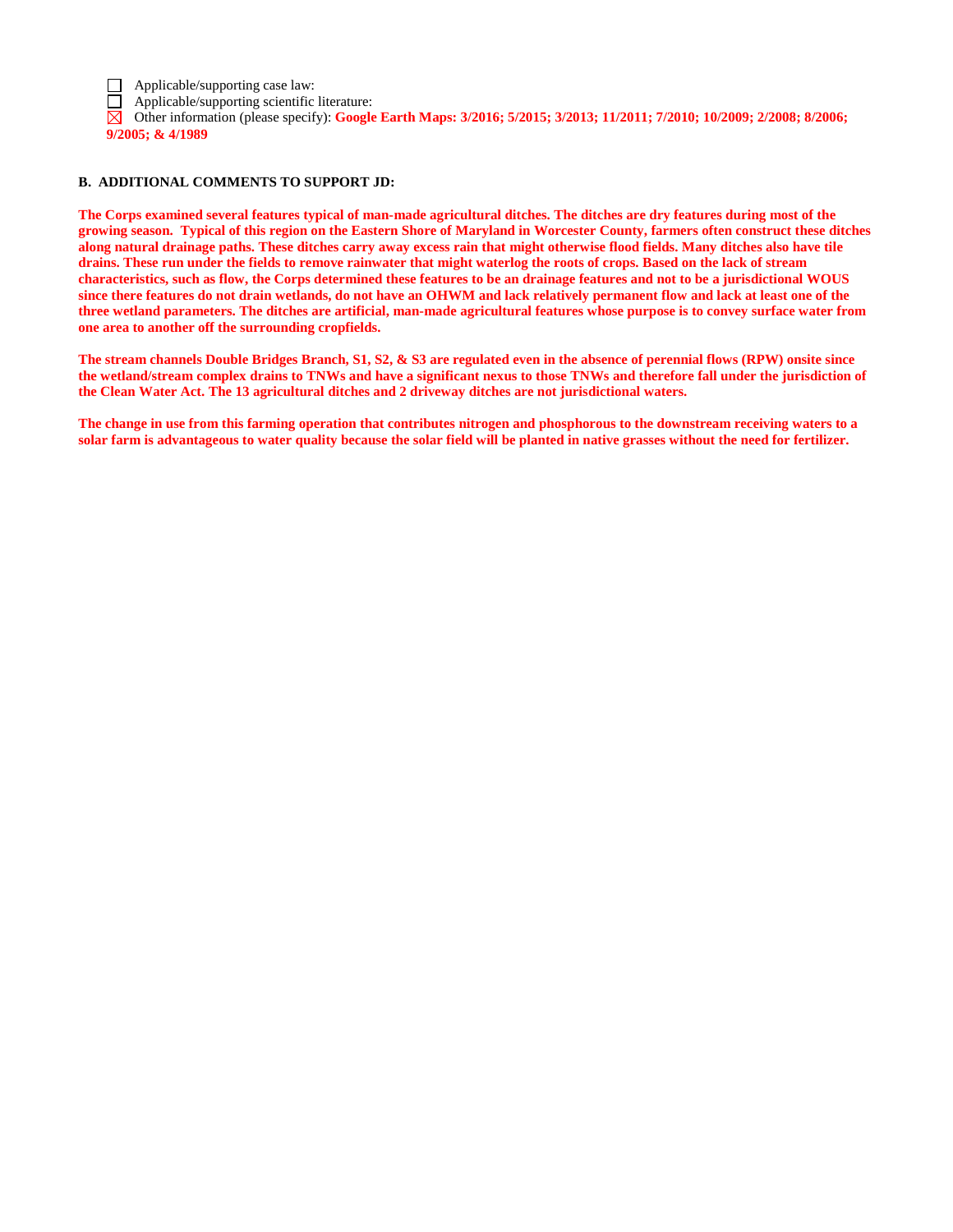- ☐ Applicable/supporting case law:
- ☐ Applicable/supporting scientific literature:
- ☒ Other information (please specify): **Google Earth Maps: 3/2016; 5/2015; 3/2013; 11/2011; 7/2010; 10/2009; 2/2008; 8/2006; 9/2005; & 4/1989**

**B. ADDITIONAL COMMENTS TO SUPPORT JD:**

**The Corps examined several features typical of man-made agricultural ditches. The ditches are dry features during most of the growing season. Typical of this region on the Eastern Shore of Maryland in Worcester County, farmers often construct these ditches along natural drainage paths. These ditches carry away excess rain that might otherwise flood fields. Many ditches also have tile drains. These run under the fields to remove rainwater that might waterlog the roots of crops. Based on the lack of stream characteristics, such as flow, the Corps determined these features to be an drainage features and not to be a jurisdictional WOUS since there features do not drain wetlands, do not have an OHWM and lack relatively permanent flow and lack at least one of the three wetland parameters. The ditches are artificial, man-made agricultural features whose purpose is to convey surface water from one area to another off the surrounding cropfields.**

**The stream channels Double Bridges Branch, S1, S2, & S3 are regulated even in the absence of perennial flows (RPW) onsite since the wetland/stream complex drains to TNWs and have a significant nexus to those TNWs and therefore fall under the jurisdiction of the Clean Water Act. The 13 agricultural ditches and 2 driveway ditches are not jurisdictional waters.**

**The change in use from this farming operation that contributes nitrogen and phosphorous to the downstream receiving waters to a solar farm is advantageous to water quality because the solar field will be planted in native grasses without the need for fertilizer.**